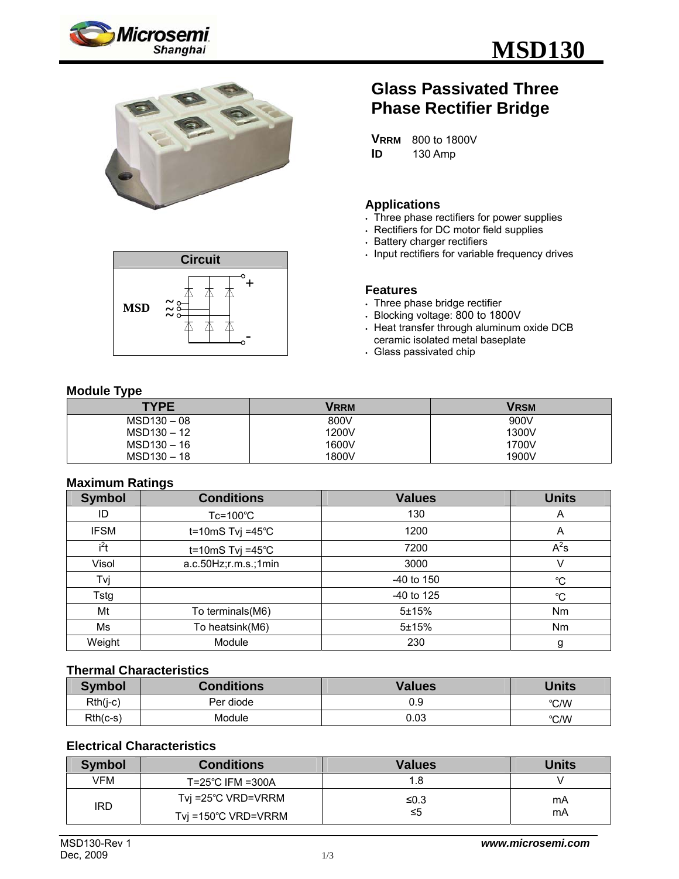# MSD130

## Glass Passivated Three Phase Rectifier Bridge

**$V_{RRM}$** 800 to 1800V
**$I_D$** 130 Amp

**Circuit**

MSD

### Applications

- Three phase rectifiers for power supplies
- Rectifiers for DC motor field supplies
- Battery charger rectifiers
- Input rectifiers for variable frequency drives

### Features

- Three phase bridge rectifier
- Blocking voltage: 800 to 1800V
- Heat transfer through aluminum oxide DCB ceramic isolated metal baseplate
- Glass passivated chip

### Module Type

| TYPE | $V_{RRM}$ | $V_{RSM}$ |
|---|---|---|
| MSD130 – 08 | 800V | 900V |
| MSD130 – 12 | 1200V | 1300V |
| MSD130 – 16 | 1600V | 1700V |
| MSD130 – 18 | 1800V | 1900V |

### Maximum Ratings

| Symbol | Conditions | Values | Units |
|---|---|---|---|
| ID | Tc=100℃ | 130 | A |
| IFSM | t=10mS Tvj =45℃ | 1200 | A |
| $i^2t$ | t=10mS Tvj =45℃ | 7200 | $A^2s$ |
| Visol | a.c.50Hz;r.m.s.;1min | 3000 | V |
| Tvj | | -40 to 150 | ℃ |
| Tstg | | -40 to 125 | ℃ |
| Mt | To terminals(M6) | 5±15% | Nm |
| Ms | To heatsink(M6) | 5±15% | Nm |
| Weight | Module | 230 | g |

### Thermal Characteristics

| Symbol | Conditions | Values | Units |
|---|---|---|---|
| Rth(j-c) | Per diode | 0.9 | ℃/W |
| Rth(c-s) | Module | 0.03 | ℃/W |

### Electrical Characteristics

| Symbol | Conditions | Values | Units |
|---|---|---|---|
| VFM | T=25℃ IFM =300A | 1.8 | V |
| IRD | Tvj =25℃ VRD=VRRM | ≤0.3 | mA |
| | Tvj =150℃ VRD=VRRM | ≤5 | mA |

MSD130-Rev 1
Dec, 2009

www.microsemi.com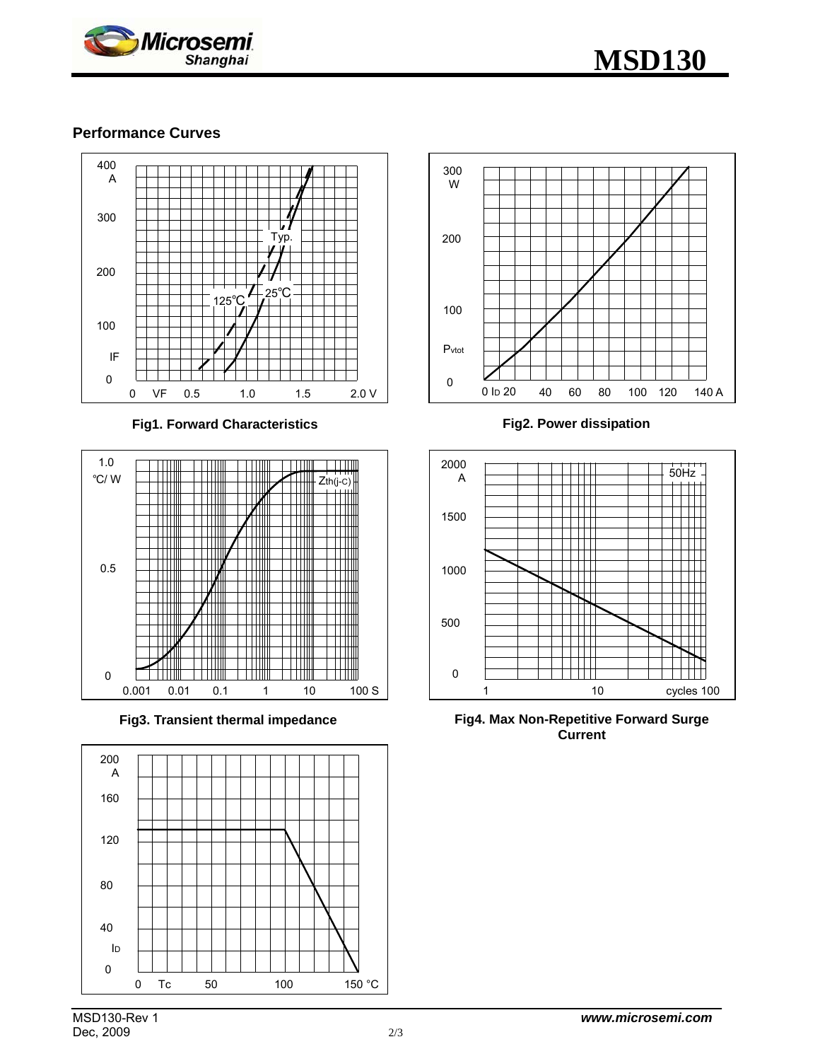## Performance Curves

**Fig1. Forward Characteristics**

**Fig2. Power dissipation**

**Fig3. Transient thermal impedance**

**Fig4. Max Non-Repetitive Forward Surge Current**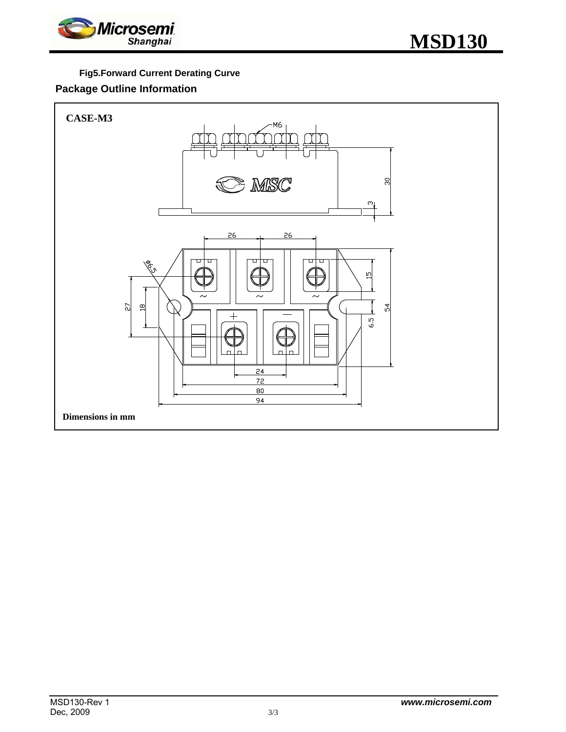**Fig5.Forward Current Derating Curve**

## Package Outline Information

**CASE-M3**

M6

MSC

30

3

26

26

Φ6.5

15

27

18

54

6.5

24

72

80

94

**Dimensions in mm**